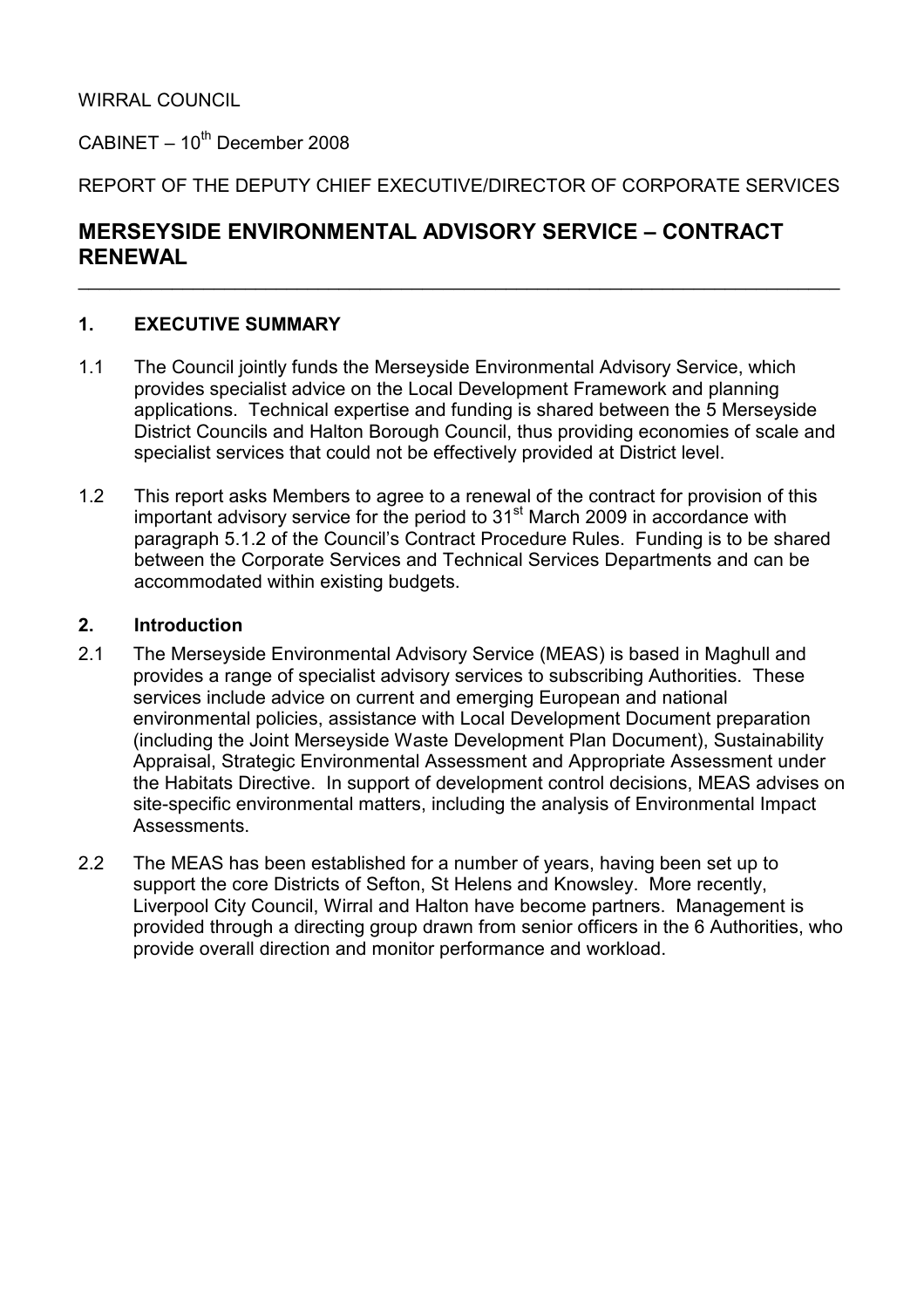WIRRAL COUNCIL

CABINET – 10th December 2008

REPORT OF THE DEPUTY CHIEF EXECUTIVE/DIRECTOR OF CORPORATE SERVICES

# MERSEYSIDE ENVIRONMENTAL ADVISORY SERVICE – CONTRACT RENEWAL

## 1. EXECUTIVE SUMMARY

1.1 The Council jointly funds the Merseyside Environmental Advisory Service, which provides specialist advice on the Local Development Framework and planning applications. Technical expertise and funding is shared between the 5 Merseyside District Councils and Halton Borough Council, thus providing economies of scale and specialist services that could not be effectively provided at District level.

1.2 This report asks Members to agree to a renewal of the contract for provision of this important advisory service for the period to 31st March 2009 in accordance with paragraph 5.1.2 of the Council's Contract Procedure Rules. Funding is to be shared between the Corporate Services and Technical Services Departments and can be accommodated within existing budgets.

## 2. Introduction

2.1 The Merseyside Environmental Advisory Service (MEAS) is based in Maghull and provides a range of specialist advisory services to subscribing Authorities. These services include advice on current and emerging European and national environmental policies, assistance with Local Development Document preparation (including the Joint Merseyside Waste Development Plan Document), Sustainability Appraisal, Strategic Environmental Assessment and Appropriate Assessment under the Habitats Directive. In support of development control decisions, MEAS advises on site-specific environmental matters, including the analysis of Environmental Impact Assessments.

2.2 The MEAS has been established for a number of years, having been set up to support the core Districts of Sefton, St Helens and Knowsley. More recently, Liverpool City Council, Wirral and Halton have become partners. Management is provided through a directing group drawn from senior officers in the 6 Authorities, who provide overall direction and monitor performance and workload.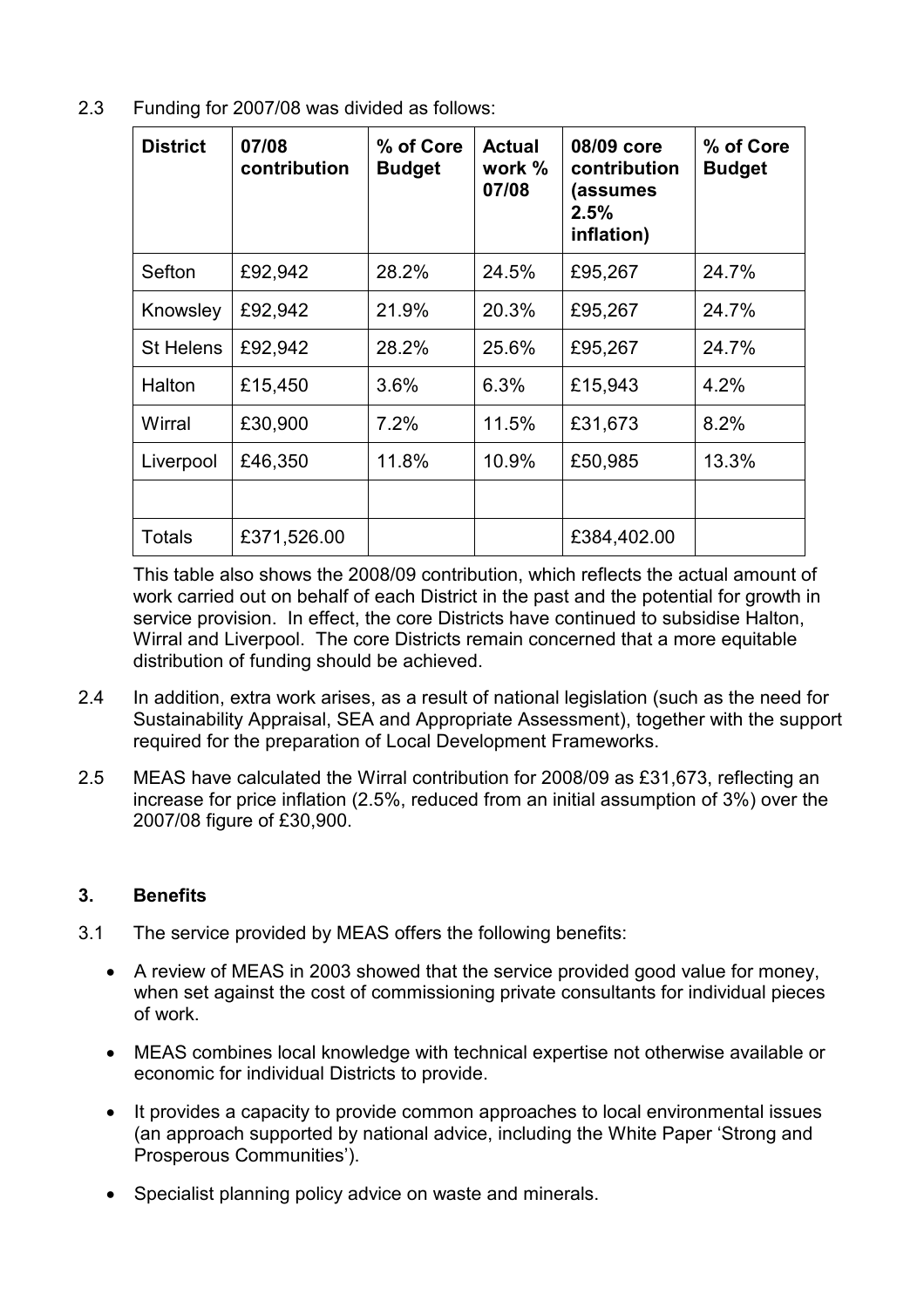2.3 Funding for 2007/08 was divided as follows:

| District | 07/08 contribution | % of Core Budget | Actual work % 07/08 | 08/09 core contribution (assumes 2.5% inflation) | % of Core Budget |
|---|---|---|---|---|---|
| Sefton | £92,942 | 28.2% | 24.5% | £95,267 | 24.7% |
| Knowsley | £92,942 | 21.9% | 20.3% | £95,267 | 24.7% |
| St Helens | £92,942 | 28.2% | 25.6% | £95,267 | 24.7% |
| Halton | £15,450 | 3.6% | 6.3% | £15,943 | 4.2% |
| Wirral | £30,900 | 7.2% | 11.5% | £31,673 | 8.2% |
| Liverpool | £46,350 | 11.8% | 10.9% | £50,985 | 13.3% |
| | | | | | |
| Totals | £371,526.00 | | | £384,402.00 | |

This table also shows the 2008/09 contribution, which reflects the actual amount of work carried out on behalf of each District in the past and the potential for growth in service provision. In effect, the core Districts have continued to subsidise Halton, Wirral and Liverpool. The core Districts remain concerned that a more equitable distribution of funding should be achieved.

2.4 In addition, extra work arises, as a result of national legislation (such as the need for Sustainability Appraisal, SEA and Appropriate Assessment), together with the support required for the preparation of Local Development Frameworks.

2.5 MEAS have calculated the Wirral contribution for 2008/09 as £31,673, reflecting an increase for price inflation (2.5%, reduced from an initial assumption of 3%) over the 2007/08 figure of £30,900.

## 3. Benefits

3.1 The service provided by MEAS offers the following benefits:

- A review of MEAS in 2003 showed that the service provided good value for money, when set against the cost of commissioning private consultants for individual pieces of work.
- MEAS combines local knowledge with technical expertise not otherwise available or economic for individual Districts to provide.
- It provides a capacity to provide common approaches to local environmental issues (an approach supported by national advice, including the White Paper 'Strong and Prosperous Communities').
- Specialist planning policy advice on waste and minerals.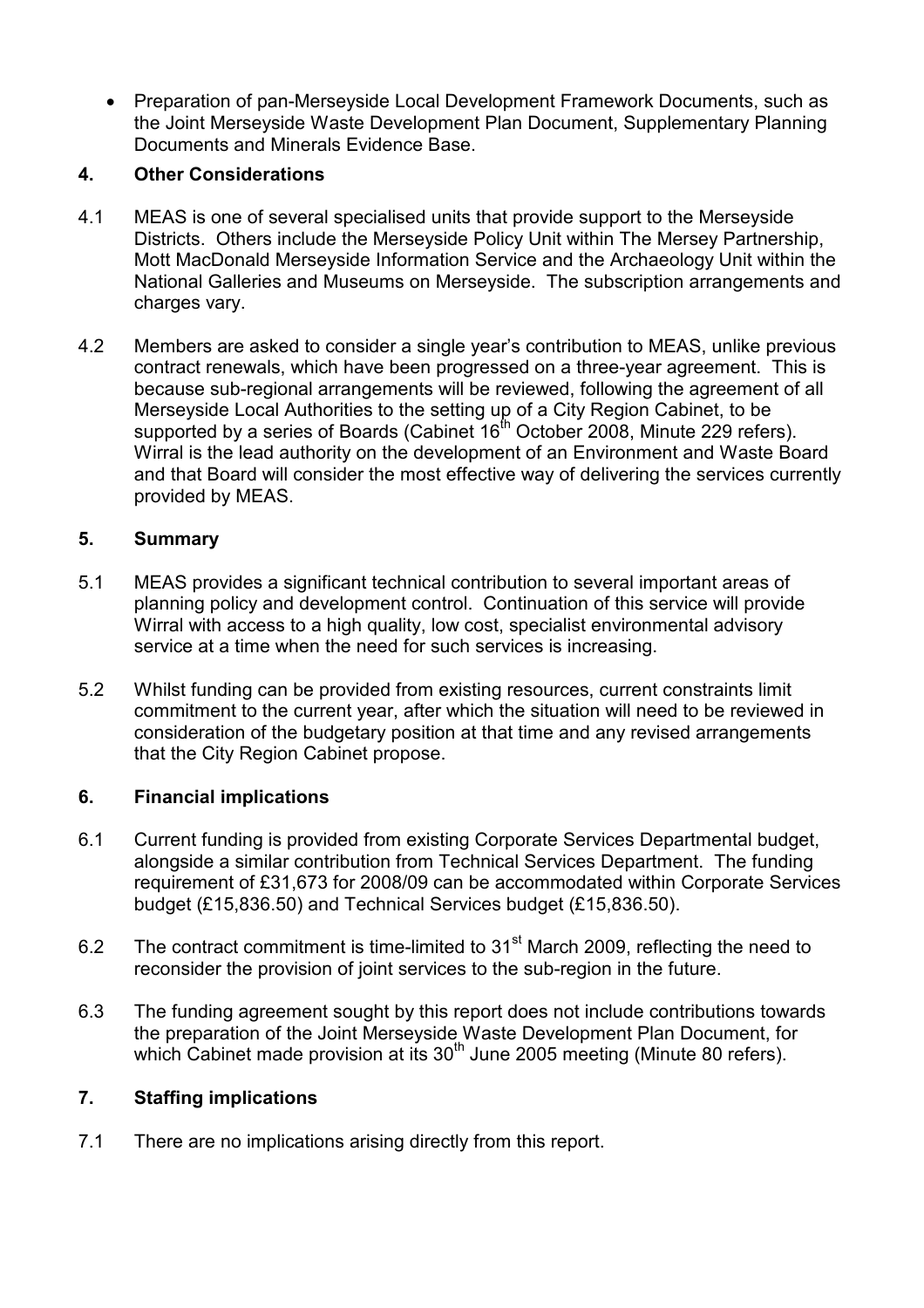- Preparation of pan-Merseyside Local Development Framework Documents, such as the Joint Merseyside Waste Development Plan Document, Supplementary Planning Documents and Minerals Evidence Base.

## 4. Other Considerations

4.1 MEAS is one of several specialised units that provide support to the Merseyside Districts. Others include the Merseyside Policy Unit within The Mersey Partnership, Mott MacDonald Merseyside Information Service and the Archaeology Unit within the National Galleries and Museums on Merseyside. The subscription arrangements and charges vary.

4.2 Members are asked to consider a single year's contribution to MEAS, unlike previous contract renewals, which have been progressed on a three-year agreement. This is because sub-regional arrangements will be reviewed, following the agreement of all Merseyside Local Authorities to the setting up of a City Region Cabinet, to be supported by a series of Boards (Cabinet 16th October 2008, Minute 229 refers). Wirral is the lead authority on the development of an Environment and Waste Board and that Board will consider the most effective way of delivering the services currently provided by MEAS.

## 5. Summary

5.1 MEAS provides a significant technical contribution to several important areas of planning policy and development control. Continuation of this service will provide Wirral with access to a high quality, low cost, specialist environmental advisory service at a time when the need for such services is increasing.

5.2 Whilst funding can be provided from existing resources, current constraints limit commitment to the current year, after which the situation will need to be reviewed in consideration of the budgetary position at that time and any revised arrangements that the City Region Cabinet propose.

## 6. Financial implications

6.1 Current funding is provided from existing Corporate Services Departmental budget, alongside a similar contribution from Technical Services Department. The funding requirement of £31,673 for 2008/09 can be accommodated within Corporate Services budget (£15,836.50) and Technical Services budget (£15,836.50).

6.2 The contract commitment is time-limited to 31st March 2009, reflecting the need to reconsider the provision of joint services to the sub-region in the future.

6.3 The funding agreement sought by this report does not include contributions towards the preparation of the Joint Merseyside Waste Development Plan Document, for which Cabinet made provision at its 30th June 2005 meeting (Minute 80 refers).

## 7. Staffing implications

7.1 There are no implications arising directly from this report.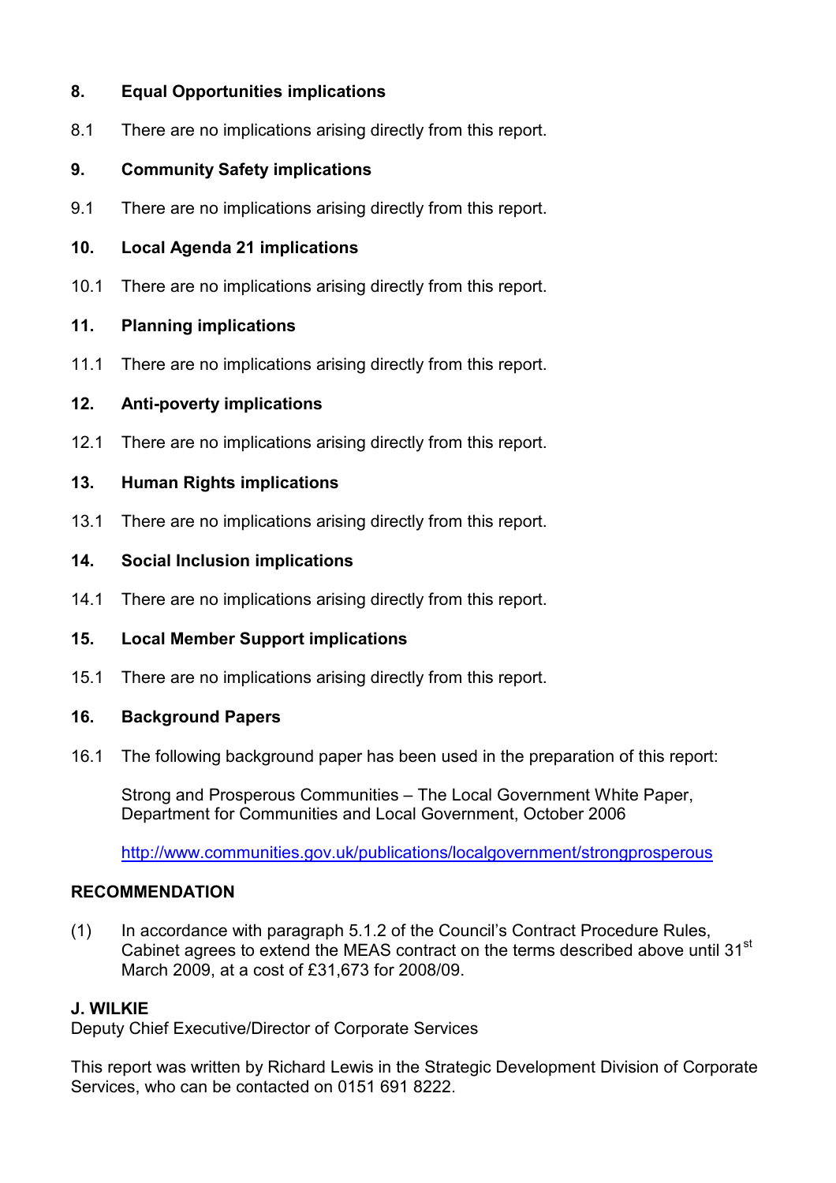## 8. Equal Opportunities implications

8.1 There are no implications arising directly from this report.

## 9. Community Safety implications

9.1 There are no implications arising directly from this report.

## 10. Local Agenda 21 implications

10.1 There are no implications arising directly from this report.

## 11. Planning implications

11.1 There are no implications arising directly from this report.

## 12. Anti-poverty implications

12.1 There are no implications arising directly from this report.

## 13. Human Rights implications

13.1 There are no implications arising directly from this report.

## 14. Social Inclusion implications

14.1 There are no implications arising directly from this report.

## 15. Local Member Support implications

15.1 There are no implications arising directly from this report.

## 16. Background Papers

16.1 The following background paper has been used in the preparation of this report:

Strong and Prosperous Communities – The Local Government White Paper, Department for Communities and Local Government, October 2006

http://www.communities.gov.uk/publications/localgovernment/strongprosperous

## RECOMMENDATION

(1) In accordance with paragraph 5.1.2 of the Council's Contract Procedure Rules, Cabinet agrees to extend the MEAS contract on the terms described above until 31st March 2009, at a cost of £31,673 for 2008/09.

**J. WILKIE**
Deputy Chief Executive/Director of Corporate Services

This report was written by Richard Lewis in the Strategic Development Division of Corporate Services, who can be contacted on 0151 691 8222.